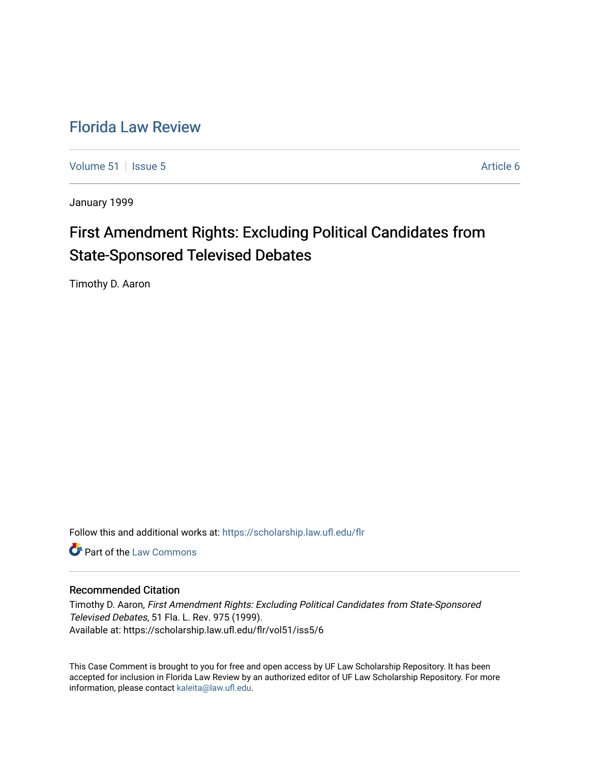# Florida Law Review

Volume 51 | Issue 5 | Article 6

January 1999

## First Amendment Rights: Excluding Political Candidates from State-Sponsored Televised Debates

Timothy D. Aaron

Follow this and additional works at: https://scholarship.law.ufl.edu/flr

Part of the Law Commons

### Recommended Citation

Timothy D. Aaron, *First Amendment Rights: Excluding Political Candidates from State-Sponsored Televised Debates*, 51 Fla. L. Rev. 975 (1999).
Available at: https://scholarship.law.ufl.edu/flr/vol51/iss5/6

This Case Comment is brought to you for free and open access by UF Law Scholarship Repository. It has been accepted for inclusion in Florida Law Review by an authorized editor of UF Law Scholarship Repository. For more information, please contact kaleita@law.ufl.edu.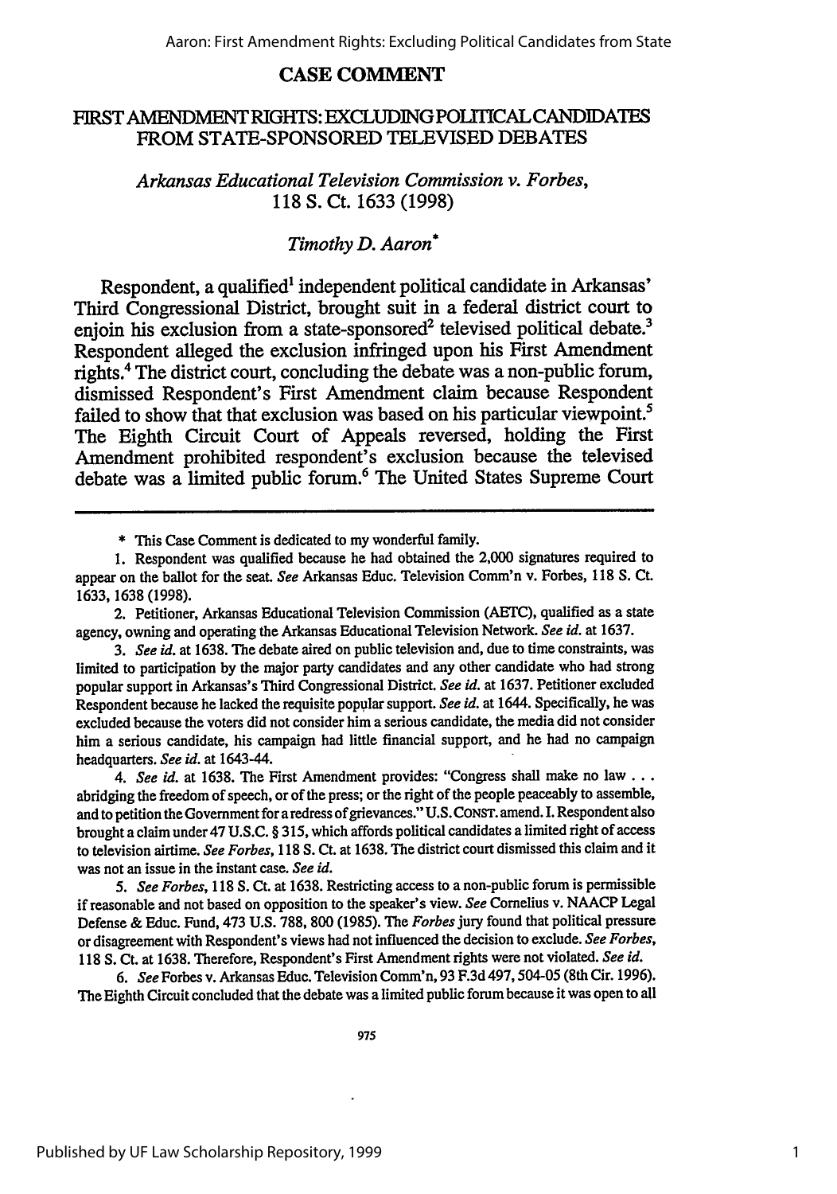## CASE COMMENT

### FIRST AMENDMENT RIGHTS: EXCLUDING POLITICAL CANDIDATES FROM STATE-SPONSORED TELEVISED DEBATES

*Arkansas Educational Television Commission v. Forbes*, 118 S. Ct. 1633 (1998)

*Timothy D. Aaron*\*

Respondent, a qualified[1] independent political candidate in Arkansas' Third Congressional District, brought suit in a federal district court to enjoin his exclusion from a state-sponsored[2] televised political debate.[3] Respondent alleged the exclusion infringed upon his First Amendment rights.[4] The district court, concluding the debate was a non-public forum, dismissed Respondent's First Amendment claim because Respondent failed to show that that exclusion was based on his particular viewpoint.[5] The Eighth Circuit Court of Appeals reversed, holding the First Amendment prohibited respondent's exclusion because the televised debate was a limited public forum.[6] The United States Supreme Court

---

\* This Case Comment is dedicated to my wonderful family.

1. Respondent was qualified because he had obtained the 2,000 signatures required to appear on the ballot for the seat. *See* Arkansas Educ. Television Comm'n v. Forbes, 118 S. Ct. 1633, 1638 (1998).

2. Petitioner, Arkansas Educational Television Commission (AETC), qualified as a state agency, owning and operating the Arkansas Educational Television Network. *See id.* at 1637.

3. *See id.* at 1638. The debate aired on public television and, due to time constraints, was limited to participation by the major party candidates and any other candidate who had strong popular support in Arkansas's Third Congressional District. *See id.* at 1637. Petitioner excluded Respondent because he lacked the requisite popular support. *See id.* at 1644. Specifically, he was excluded because the voters did not consider him a serious candidate, the media did not consider him a serious candidate, his campaign had little financial support, and he had no campaign headquarters. *See id.* at 1643-44.

4. *See id.* at 1638. The First Amendment provides: "Congress shall make no law . . . abridging the freedom of speech, or of the press; or the right of the people peaceably to assemble, and to petition the Government for a redress of grievances." U.S. CONST. amend. I. Respondent also brought a claim under 47 U.S.C. § 315, which affords political candidates a limited right of access to television airtime. *See Forbes*, 118 S. Ct. at 1638. The district court dismissed this claim and it was not an issue in the instant case. *See id.*

5. *See Forbes*, 118 S. Ct. at 1638. Restricting access to a non-public forum is permissible if reasonable and not based on opposition to the speaker's view. *See* Cornelius v. NAACP Legal Defense & Educ. Fund, 473 U.S. 788, 800 (1985). The *Forbes* jury found that political pressure or disagreement with Respondent's views had not influenced the decision to exclude. *See Forbes*, 118 S. Ct. at 1638. Therefore, Respondent's First Amendment rights were not violated. *See id.*

6. *See* Forbes v. Arkansas Educ. Television Comm'n, 93 F.3d 497, 504-05 (8th Cir. 1996). The Eighth Circuit concluded that the debate was a limited public forum because it was open to all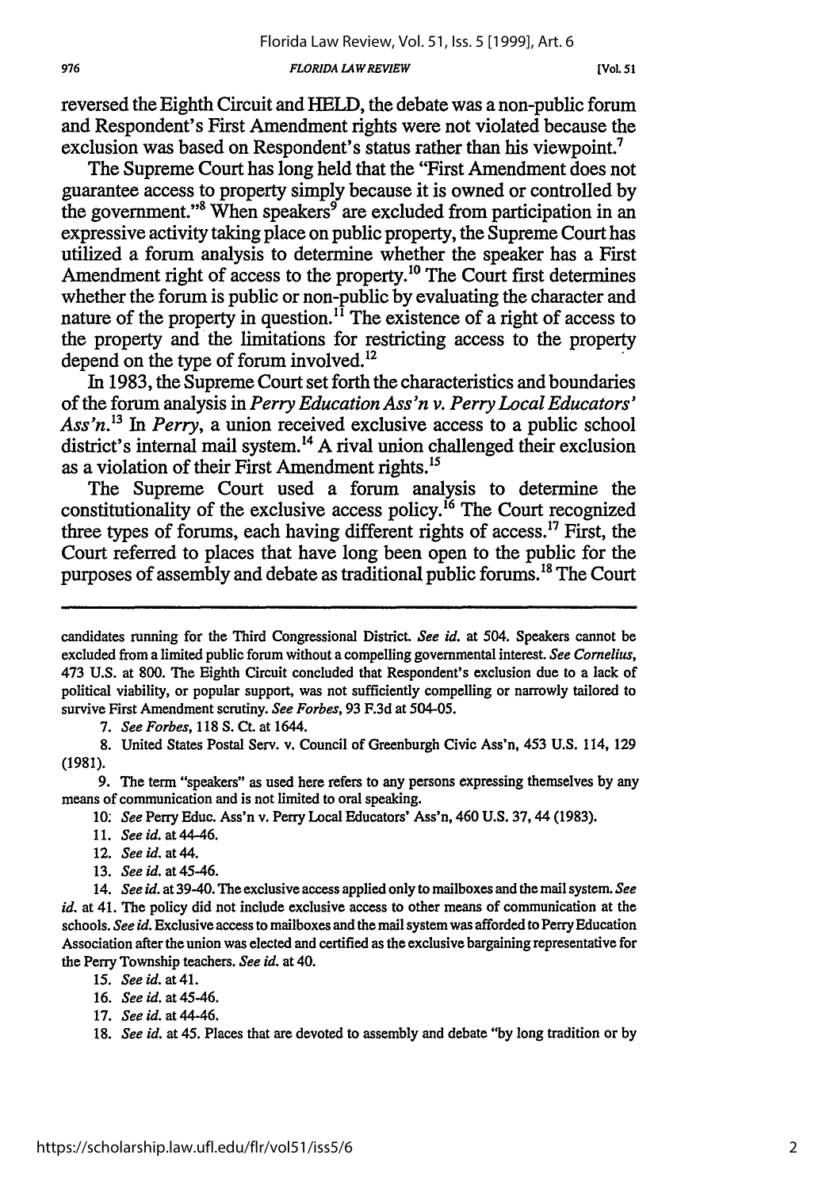reversed the Eighth Circuit and HELD, the debate was a non-public forum and Respondent's First Amendment rights were not violated because the exclusion was based on Respondent's status rather than his viewpoint.[7]

The Supreme Court has long held that the "First Amendment does not guarantee access to property simply because it is owned or controlled by the government."[8] When speakers[9] are excluded from participation in an expressive activity taking place on public property, the Supreme Court has utilized a forum analysis to determine whether the speaker has a First Amendment right of access to the property.[10] The Court first determines whether the forum is public or non-public by evaluating the character and nature of the property in question.[11] The existence of a right of access to the property and the limitations for restricting access to the property depend on the type of forum involved.[12]

In 1983, the Supreme Court set forth the characteristics and boundaries of the forum analysis in *Perry Education Ass'n v. Perry Local Educators' Ass'n*.[13] In *Perry*, a union received exclusive access to a public school district's internal mail system.[14] A rival union challenged their exclusion as a violation of their First Amendment rights.[15]

The Supreme Court used a forum analysis to determine the constitutionality of the exclusive access policy.[16] The Court recognized three types of forums, each having different rights of access.[17] First, the Court referred to places that have long been open to the public for the purposes of assembly and debate as traditional public forums.[18] The Court

---

candidates running for the Third Congressional District. *See id.* at 504. Speakers cannot be excluded from a limited public forum without a compelling governmental interest. *See Cornelius*, 473 U.S. at 800. The Eighth Circuit concluded that Respondent's exclusion due to a lack of political viability, or popular support, was not sufficiently compelling or narrowly tailored to survive First Amendment scrutiny. *See Forbes*, 93 F.3d at 504-05.

7. *See Forbes*, 118 S. Ct. at 1644.

8. United States Postal Serv. v. Council of Greenburgh Civic Ass'n, 453 U.S. 114, 129 (1981).

9. The term "speakers" as used here refers to any persons expressing themselves by any means of communication and is not limited to oral speaking.

10. *See* Perry Educ. Ass'n v. Perry Local Educators' Ass'n, 460 U.S. 37, 44 (1983).

11. *See id.* at 44-46.

12. *See id.* at 44.

13. *See id.* at 45-46.

14. *See id.* at 39-40. The exclusive access applied only to mailboxes and the mail system. *See id.* at 41. The policy did not include exclusive access to other means of communication at the schools. *See id.* Exclusive access to mailboxes and the mail system was afforded to Perry Education Association after the union was elected and certified as the exclusive bargaining representative for the Perry Township teachers. *See id.* at 40.

15. *See id.* at 41.

16. *See id.* at 45-46.

17. *See id.* at 44-46.

18. *See id.* at 45. Places that are devoted to assembly and debate "by long tradition or by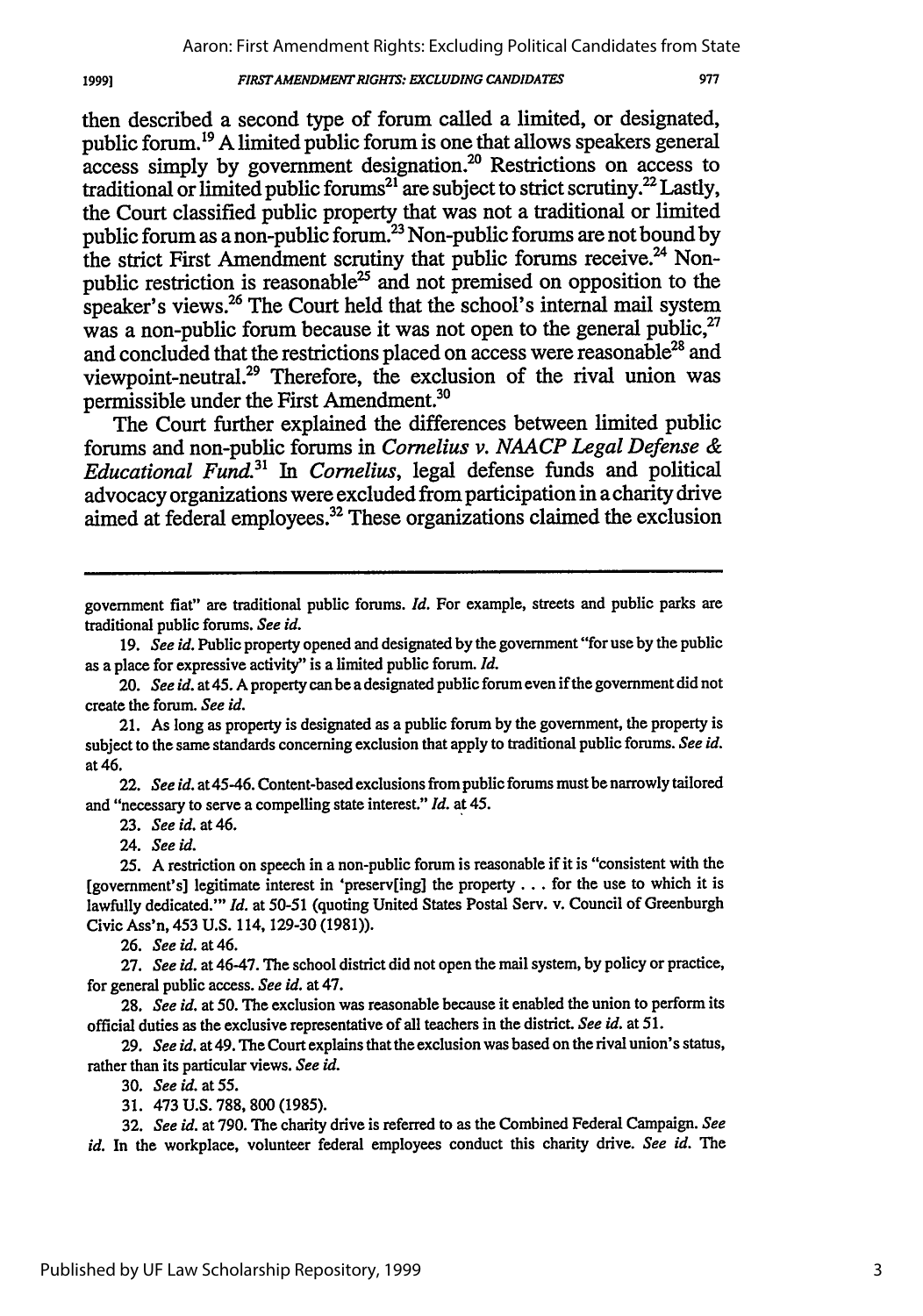then described a second type of forum called a limited, or designated, public forum.[19] A limited public forum is one that allows speakers general access simply by government designation.[20] Restrictions on access to traditional or limited public forums[21] are subject to strict scrutiny.[22] Lastly, the Court classified public property that was not a traditional or limited public forum as a non-public forum.[23] Non-public forums are not bound by the strict First Amendment scrutiny that public forums receive.[24] Non-public restriction is reasonable[25] and not premised on opposition to the speaker's views.[26] The Court held that the school's internal mail system was a non-public forum because it was not open to the general public,[27] and concluded that the restrictions placed on access were reasonable[28] and viewpoint-neutral.[29] Therefore, the exclusion of the rival union was permissible under the First Amendment.[30]

The Court further explained the differences between limited public forums and non-public forums in *Cornelius v. NAACP Legal Defense & Educational Fund*.[31] In *Cornelius*, legal defense funds and political advocacy organizations were excluded from participation in a charity drive aimed at federal employees.[32] These organizations claimed the exclusion

---

government fiat" are traditional public forums. *Id.* For example, streets and public parks are traditional public forums. *See id.*

19. *See id.* Public property opened and designated by the government "for use by the public as a place for expressive activity" is a limited public forum. *Id.*

20. *See id.* at 45. A property can be a designated public forum even if the government did not create the forum. *See id.*

21. As long as property is designated as a public forum by the government, the property is subject to the same standards concerning exclusion that apply to traditional public forums. *See id.* at 46.

22. *See id.* at 45-46. Content-based exclusions from public forums must be narrowly tailored and "necessary to serve a compelling state interest." *Id.* at 45.

23. *See id.* at 46.

24. *See id.*

25. A restriction on speech in a non-public forum is reasonable if it is "consistent with the [government's] legitimate interest in 'preserv[ing] the property . . . for the use to which it is lawfully dedicated.'" *Id.* at 50-51 (quoting United States Postal Serv. v. Council of Greenburgh Civic Ass'n, 453 U.S. 114, 129-30 (1981)).

26. *See id.* at 46.

27. *See id.* at 46-47. The school district did not open the mail system, by policy or practice, for general public access. *See id.* at 47.

28. *See id.* at 50. The exclusion was reasonable because it enabled the union to perform its official duties as the exclusive representative of all teachers in the district. *See id.* at 51.

29. *See id.* at 49. The Court explains that the exclusion was based on the rival union's status, rather than its particular views. *See id.*

30. *See id.* at 55.

31. 473 U.S. 788, 800 (1985).

32. *See id.* at 790. The charity drive is referred to as the Combined Federal Campaign. *See id.* In the workplace, volunteer federal employees conduct this charity drive. *See id.* The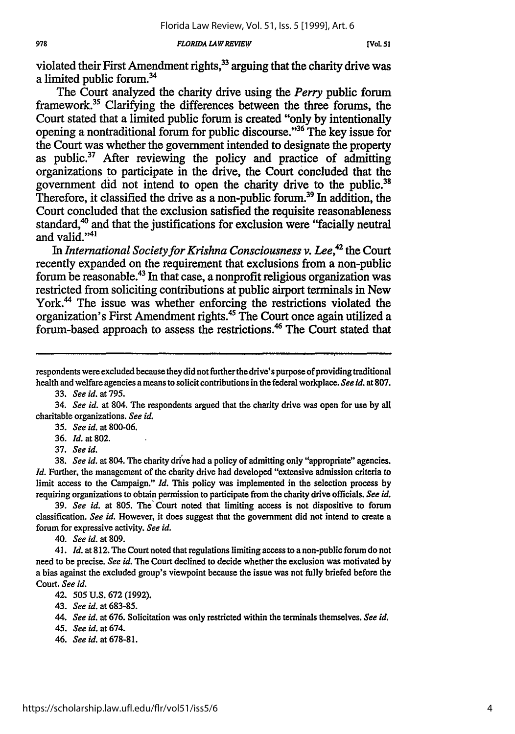violated their First Amendment rights,[33] arguing that the charity drive was a limited public forum.[34]

The Court analyzed the charity drive using the *Perry* public forum framework.[35] Clarifying the differences between the three forums, the Court stated that a limited public forum is created "only by intentionally opening a nontraditional forum for public discourse."[36] The key issue for the Court was whether the government intended to designate the property as public.[37] After reviewing the policy and practice of admitting organizations to participate in the drive, the Court concluded that the government did not intend to open the charity drive to the public.[38] Therefore, it classified the drive as a non-public forum.[39] In addition, the Court concluded that the exclusion satisfied the requisite reasonableness standard,[40] and that the justifications for exclusion were "facially neutral and valid."[41]

In *International Society for Krishna Consciousness v. Lee*,[42] the Court recently expanded on the requirement that exclusions from a non-public forum be reasonable.[43] In that case, a nonprofit religious organization was restricted from soliciting contributions at public airport terminals in New York.[44] The issue was whether enforcing the restrictions violated the organization's First Amendment rights.[45] The Court once again utilized a forum-based approach to assess the restrictions.[46] The Court stated that

---

respondents were excluded because they did not further the drive's purpose of providing traditional health and welfare agencies a means to solicit contributions in the federal workplace. *See id.* at 807.

33. *See id.* at 795.

34. *See id.* at 804. The respondents argued that the charity drive was open for use by all charitable organizations. *See id.*

35. *See id.* at 800-06.

36. *Id.* at 802.

37. *See id.*

38. *See id.* at 804. The charity drive had a policy of admitting only "appropriate" agencies. *Id.* Further, the management of the charity drive had developed "extensive admission criteria to limit access to the Campaign." *Id.* This policy was implemented in the selection process by requiring organizations to obtain permission to participate from the charity drive officials. *See id.*

39. *See id.* at 805. The Court noted that limiting access is not dispositive to forum classification. *See id.* However, it does suggest that the government did not intend to create a forum for expressive activity. *See id.*

40. *See id.* at 809.

41. *Id.* at 812. The Court noted that regulations limiting access to a non-public forum do not need to be precise. *See id.* The Court declined to decide whether the exclusion was motivated by a bias against the excluded group's viewpoint because the issue was not fully briefed before the Court. *See id.*

42. 505 U.S. 672 (1992).

43. *See id.* at 683-85.

44. *See id.* at 676. Solicitation was only restricted within the terminals themselves. *See id.*

45. *See id.* at 674.

46. *See id.* at 678-81.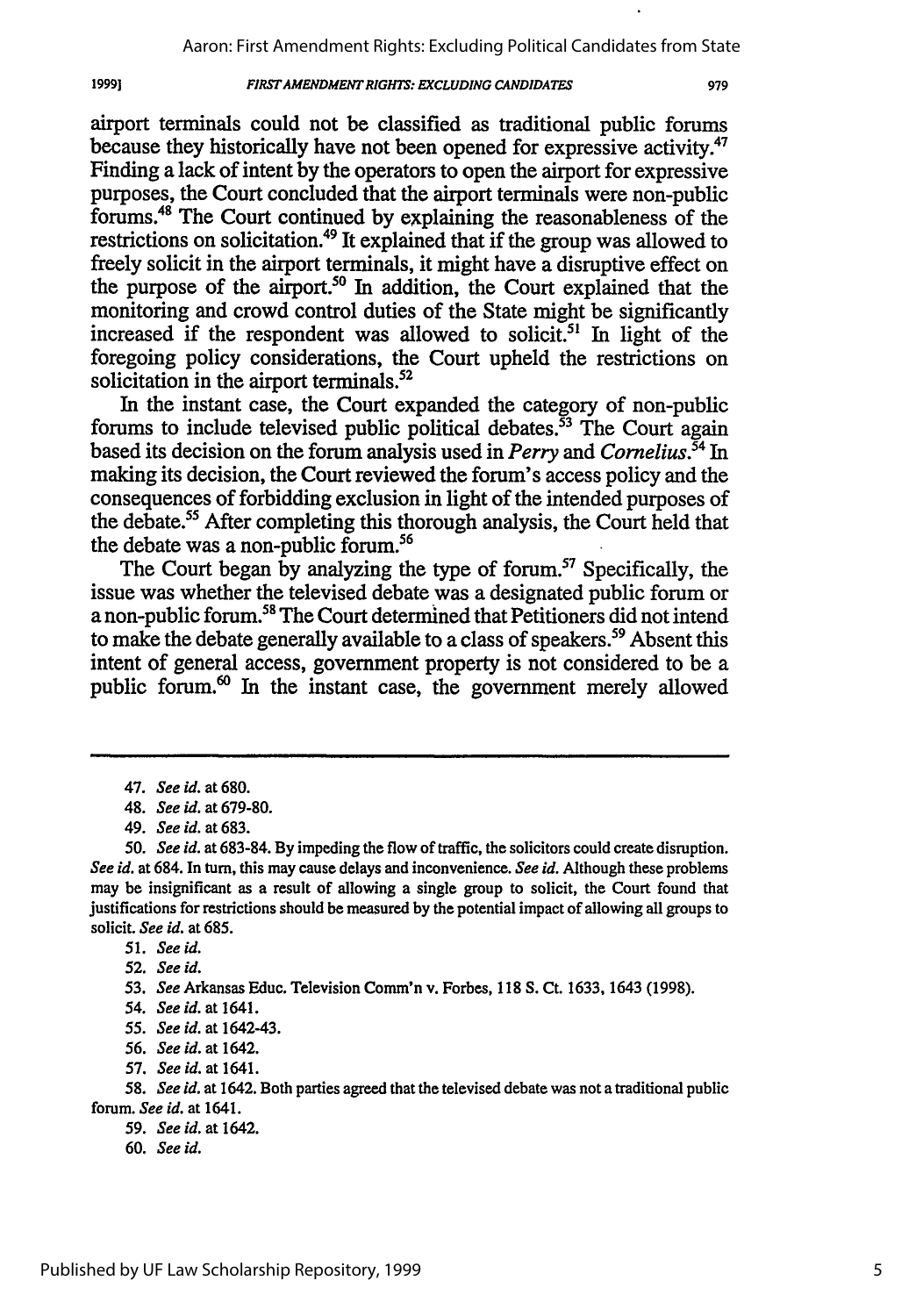airport terminals could not be classified as traditional public forums because they historically have not been opened for expressive activity.[47] Finding a lack of intent by the operators to open the airport for expressive purposes, the Court concluded that the airport terminals were non-public forums.[48] The Court continued by explaining the reasonableness of the restrictions on solicitation.[49] It explained that if the group was allowed to freely solicit in the airport terminals, it might have a disruptive effect on the purpose of the airport.[50] In addition, the Court explained that the monitoring and crowd control duties of the State might be significantly increased if the respondent was allowed to solicit.[51] In light of the foregoing policy considerations, the Court upheld the restrictions on solicitation in the airport terminals.[52]

In the instant case, the Court expanded the category of non-public forums to include televised public political debates.[53] The Court again based its decision on the forum analysis used in *Perry* and *Cornelius*.[54] In making its decision, the Court reviewed the forum's access policy and the consequences of forbidding exclusion in light of the intended purposes of the debate.[55] After completing this thorough analysis, the Court held that the debate was a non-public forum.[56]

The Court began by analyzing the type of forum.[57] Specifically, the issue was whether the televised debate was a designated public forum or a non-public forum.[58] The Court determined that Petitioners did not intend to make the debate generally available to a class of speakers.[59] Absent this intent of general access, government property is not considered to be a public forum.[60] In the instant case, the government merely allowed

---

47. *See id.* at 680.

48. *See id.* at 679-80.

49. *See id.* at 683.

50. *See id.* at 683-84. By impeding the flow of traffic, the solicitors could create disruption. *See id.* at 684. In turn, this may cause delays and inconvenience. *See id.* Although these problems may be insignificant as a result of allowing a single group to solicit, the Court found that justifications for restrictions should be measured by the potential impact of allowing all groups to solicit. *See id.* at 685.

51. *See id.*

52. *See id.*

53. *See* Arkansas Educ. Television Comm'n v. Forbes, 118 S. Ct. 1633, 1643 (1998).

54. *See id.* at 1641.

55. *See id.* at 1642-43.

56. *See id.* at 1642.

57. *See id.* at 1641.

58. *See id.* at 1642. Both parties agreed that the televised debate was not a traditional public forum. *See id.* at 1641.

59. *See id.* at 1642.

60. *See id.*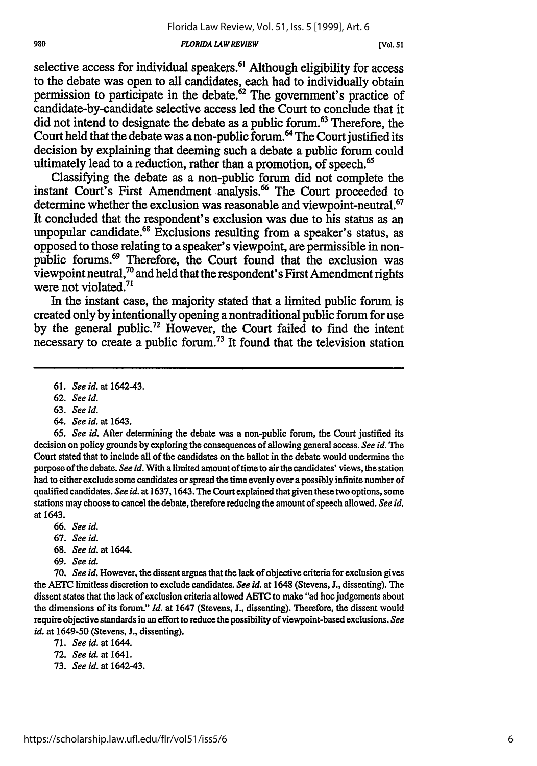selective access for individual speakers.[61] Although eligibility for access to the debate was open to all candidates, each had to individually obtain permission to participate in the debate.[62] The government's practice of candidate-by-candidate selective access led the Court to conclude that it did not intend to designate the debate as a public forum.[63] Therefore, the Court held that the debate was a non-public forum.[64] The Court justified its decision by explaining that deeming such a debate a public forum could ultimately lead to a reduction, rather than a promotion, of speech.[65]

Classifying the debate as a non-public forum did not complete the instant Court's First Amendment analysis.[66] The Court proceeded to determine whether the exclusion was reasonable and viewpoint-neutral.[67] It concluded that the respondent's exclusion was due to his status as an unpopular candidate.[68] Exclusions resulting from a speaker's status, as opposed to those relating to a speaker's viewpoint, are permissible in non-public forums.[69] Therefore, the Court found that the exclusion was viewpoint neutral,[70] and held that the respondent's First Amendment rights were not violated.[71]

In the instant case, the majority stated that a limited public forum is created only by intentionally opening a nontraditional public forum for use by the general public.[72] However, the Court failed to find the intent necessary to create a public forum.[73] It found that the television station

---

61. *See id.* at 1642-43.

62. *See id.*

63. *See id.*

64. *See id.* at 1643.

65. *See id.* After determining the debate was a non-public forum, the Court justified its decision on policy grounds by exploring the consequences of allowing general access. *See id.* The Court stated that to include all of the candidates on the ballot in the debate would undermine the purpose of the debate. *See id.* With a limited amount of time to air the candidates' views, the station had to either exclude some candidates or spread the time evenly over a possibly infinite number of qualified candidates. *See id.* at 1637, 1643. The Court explained that given these two options, some stations may choose to cancel the debate, therefore reducing the amount of speech allowed. *See id.* at 1643.

66. *See id.*

67. *See id.*

68. *See id.* at 1644.

69. *See id.*

70. *See id.* However, the dissent argues that the lack of objective criteria for exclusion gives the AETC limitless discretion to exclude candidates. *See id.* at 1648 (Stevens, J., dissenting). The dissent states that the lack of exclusion criteria allowed AETC to make "ad hoc judgements about the dimensions of its forum." *Id.* at 1647 (Stevens, J., dissenting). Therefore, the dissent would require objective standards in an effort to reduce the possibility of viewpoint-based exclusions. *See id.* at 1649-50 (Stevens, J., dissenting).

71. *See id.* at 1644.

72. *See id.* at 1641.

73. *See id.* at 1642-43.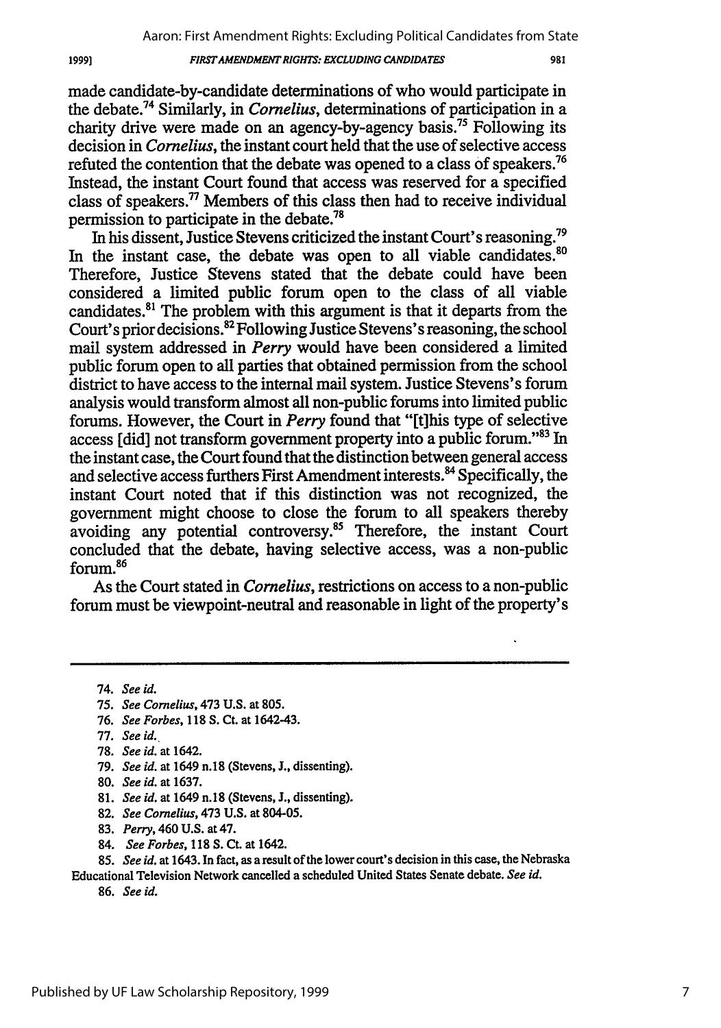made candidate-by-candidate determinations of who would participate in the debate.[74] Similarly, in *Cornelius*, determinations of participation in a charity drive were made on an agency-by-agency basis.[75] Following its decision in *Cornelius*, the instant court held that the use of selective access refuted the contention that the debate was opened to a class of speakers.[76] Instead, the instant Court found that access was reserved for a specified class of speakers.[77] Members of this class then had to receive individual permission to participate in the debate.[78]

In his dissent, Justice Stevens criticized the instant Court's reasoning.[79] In the instant case, the debate was open to all viable candidates.[80] Therefore, Justice Stevens stated that the debate could have been considered a limited public forum open to the class of all viable candidates.[81] The problem with this argument is that it departs from the Court's prior decisions.[82] Following Justice Stevens's reasoning, the school mail system addressed in *Perry* would have been considered a limited public forum open to all parties that obtained permission from the school district to have access to the internal mail system. Justice Stevens's forum analysis would transform almost all non-public forums into limited public forums. However, the Court in *Perry* found that "[t]his type of selective access [did] not transform government property into a public forum."[83] In the instant case, the Court found that the distinction between general access and selective access furthers First Amendment interests.[84] Specifically, the instant Court noted that if this distinction was not recognized, the government might choose to close the forum to all speakers thereby avoiding any potential controversy.[85] Therefore, the instant Court concluded that the debate, having selective access, was a non-public forum.[86]

As the Court stated in *Cornelius*, restrictions on access to a non-public forum must be viewpoint-neutral and reasonable in light of the property's

---

74. *See id.*
75. *See Cornelius*, 473 U.S. at 805.
76. *See Forbes*, 118 S. Ct. at 1642-43.
77. *See id.*
78. *See id.* at 1642.
79. *See id.* at 1649 n.18 (Stevens, J., dissenting).
80. *See id.* at 1637.
81. *See id.* at 1649 n.18 (Stevens, J., dissenting).
82. *See Cornelius*, 473 U.S. at 804-05.
83. *Perry*, 460 U.S. at 47.
84. *See Forbes*, 118 S. Ct. at 1642.
85. *See id.* at 1643. In fact, as a result of the lower court's decision in this case, the Nebraska Educational Television Network cancelled a scheduled United States Senate debate. *See id.*
86. *See id.*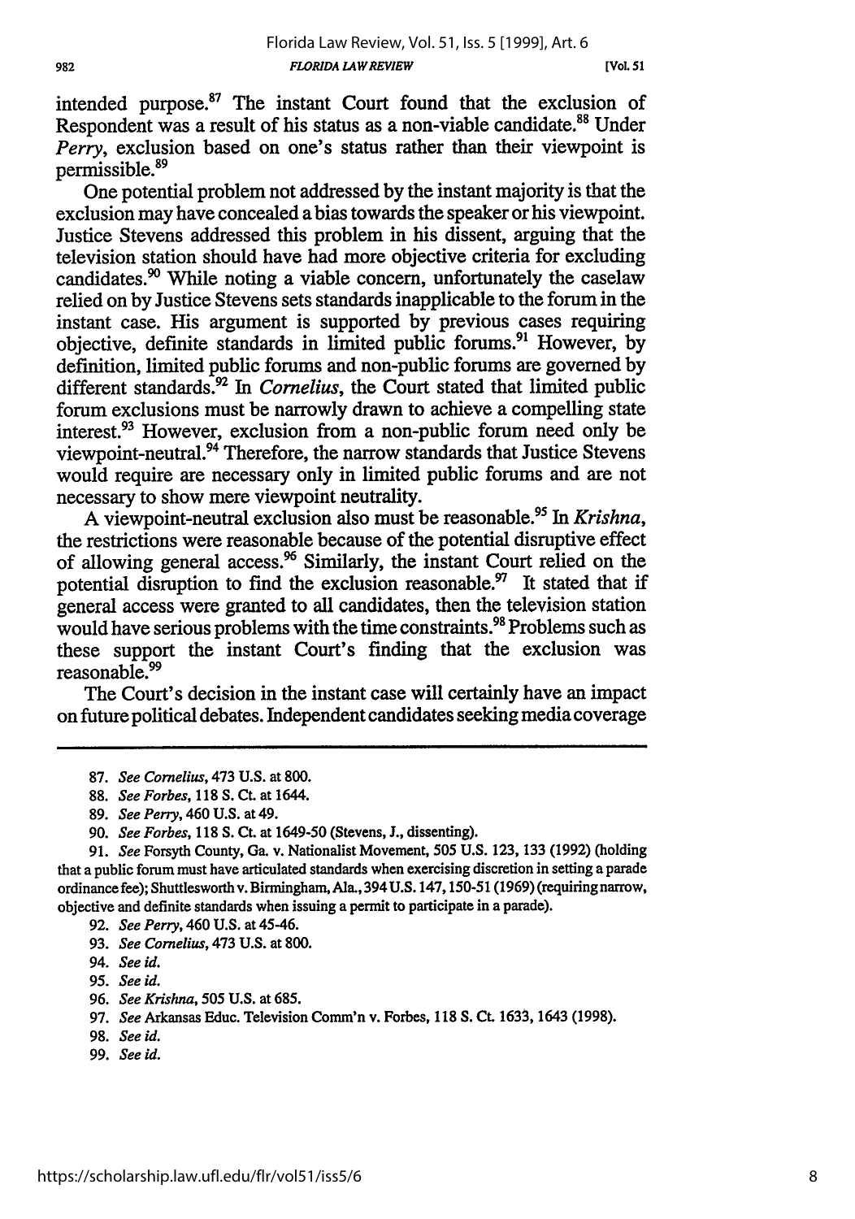intended purpose.[87] The instant Court found that the exclusion of Respondent was a result of his status as a non-viable candidate.[88] Under *Perry*, exclusion based on one's status rather than their viewpoint is permissible.[89]

One potential problem not addressed by the instant majority is that the exclusion may have concealed a bias towards the speaker or his viewpoint. Justice Stevens addressed this problem in his dissent, arguing that the television station should have had more objective criteria for excluding candidates.[90] While noting a viable concern, unfortunately the caselaw relied on by Justice Stevens sets standards inapplicable to the forum in the instant case. His argument is supported by previous cases requiring objective, definite standards in limited public forums.[91] However, by definition, limited public forums and non-public forums are governed by different standards.[92] In *Cornelius*, the Court stated that limited public forum exclusions must be narrowly drawn to achieve a compelling state interest.[93] However, exclusion from a non-public forum need only be viewpoint-neutral.[94] Therefore, the narrow standards that Justice Stevens would require are necessary only in limited public forums and are not necessary to show mere viewpoint neutrality.

A viewpoint-neutral exclusion also must be reasonable.[95] In *Krishna*, the restrictions were reasonable because of the potential disruptive effect of allowing general access.[96] Similarly, the instant Court relied on the potential disruption to find the exclusion reasonable.[97] It stated that if general access were granted to all candidates, then the television station would have serious problems with the time constraints.[98] Problems such as these support the instant Court's finding that the exclusion was reasonable.[99]

The Court's decision in the instant case will certainly have an impact on future political debates. Independent candidates seeking media coverage

---

87. *See Cornelius*, 473 U.S. at 800.

88. *See Forbes*, 118 S. Ct. at 1644.

89. *See Perry*, 460 U.S. at 49.

90. *See Forbes*, 118 S. Ct. at 1649-50 (Stevens, J., dissenting).

91. *See* Forsyth County, Ga. v. Nationalist Movement, 505 U.S. 123, 133 (1992) (holding that a public forum must have articulated standards when exercising discretion in setting a parade ordinance fee); Shuttlesworth v. Birmingham, Ala., 394 U.S. 147, 150-51 (1969) (requiring narrow, objective and definite standards when issuing a permit to participate in a parade).

92. *See Perry*, 460 U.S. at 45-46.

93. *See Cornelius*, 473 U.S. at 800.

94. *See id.*

95. *See id.*

96. *See Krishna*, 505 U.S. at 685.

97. *See* Arkansas Educ. Television Comm'n v. Forbes, 118 S. Ct. 1633, 1643 (1998).

98. *See id.*

99. *See id.*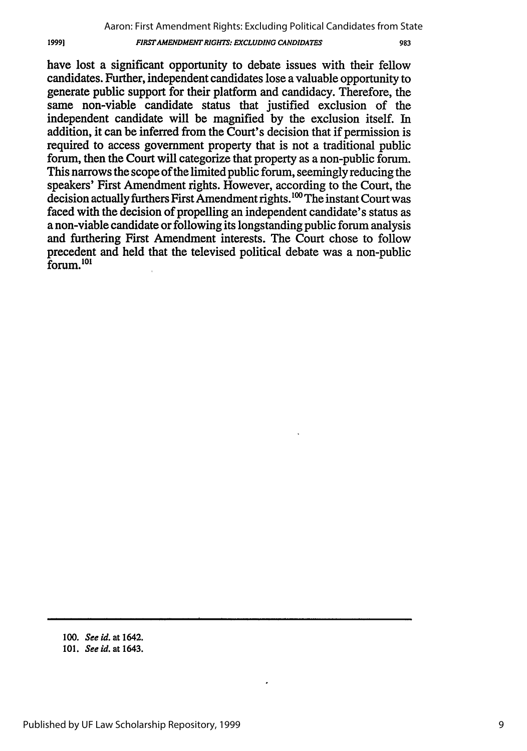have lost a significant opportunity to debate issues with their fellow candidates. Further, independent candidates lose a valuable opportunity to generate public support for their platform and candidacy. Therefore, the same non-viable candidate status that justified exclusion of the independent candidate will be magnified by the exclusion itself. In addition, it can be inferred from the Court's decision that if permission is required to access government property that is not a traditional public forum, then the Court will categorize that property as a non-public forum. This narrows the scope of the limited public forum, seemingly reducing the speakers' First Amendment rights. However, according to the Court, the decision actually furthers First Amendment rights.[100] The instant Court was faced with the decision of propelling an independent candidate's status as a non-viable candidate or following its longstanding public forum analysis and furthering First Amendment interests. The Court chose to follow precedent and held that the televised political debate was a non-public forum.[101]

---

100. *See id.* at 1642.

101. *See id.* at 1643.